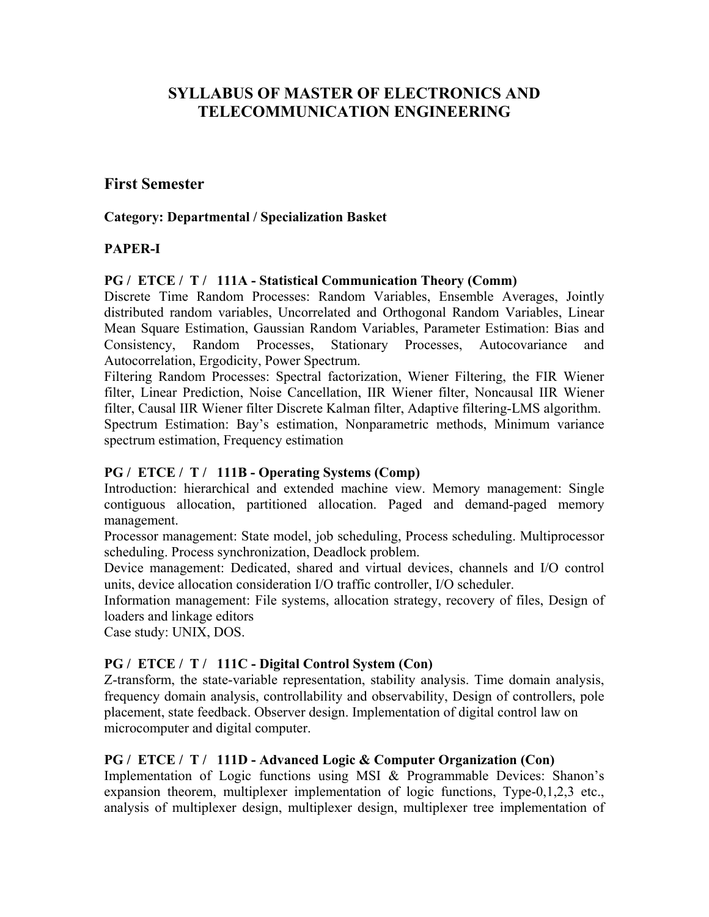# SYLLABUS OF MASTER OF ELECTRONICS AND TELECOMMUNICATION ENGINEERING

## First Semester

**Category: Departmental / Specialization Basket**

**PAPER-I**

**PG / ETCE / T / 111A - Statistical Communication Theory (Comm)**

Discrete Time Random Processes: Random Variables, Ensemble Averages, Jointly distributed random variables, Uncorrelated and Orthogonal Random Variables, Linear Mean Square Estimation, Gaussian Random Variables, Parameter Estimation: Bias and Consistency, Random Processes, Stationary Processes, Autocovariance and Autocorrelation, Ergodicity, Power Spectrum.

Filtering Random Processes: Spectral factorization, Wiener Filtering, the FIR Wiener filter, Linear Prediction, Noise Cancellation, IIR Wiener filter, Noncausal IIR Wiener filter, Causal IIR Wiener filter Discrete Kalman filter, Adaptive filtering-LMS algorithm.

Spectrum Estimation: Bay's estimation, Nonparametric methods, Minimum variance spectrum estimation, Frequency estimation

**PG / ETCE / T / 111B - Operating Systems (Comp)**

Introduction: hierarchical and extended machine view. Memory management: Single contiguous allocation, partitioned allocation. Paged and demand-paged memory management.

Processor management: State model, job scheduling, Process scheduling. Multiprocessor scheduling. Process synchronization, Deadlock problem.

Device management: Dedicated, shared and virtual devices, channels and I/O control units, device allocation consideration I/O traffic controller, I/O scheduler.

Information management: File systems, allocation strategy, recovery of files, Design of loaders and linkage editors

Case study: UNIX, DOS.

**PG / ETCE / T / 111C - Digital Control System (Con)**

Z-transform, the state-variable representation, stability analysis. Time domain analysis, frequency domain analysis, controllability and observability, Design of controllers, pole placement, state feedback. Observer design. Implementation of digital control law on microcomputer and digital computer.

**PG / ETCE / T / 111D - Advanced Logic & Computer Organization (Con)**

Implementation of Logic functions using MSI & Programmable Devices: Shanon's expansion theorem, multiplexer implementation of logic functions, Type-0,1,2,3 etc., analysis of multiplexer design, multiplexer design, multiplexer tree implementation of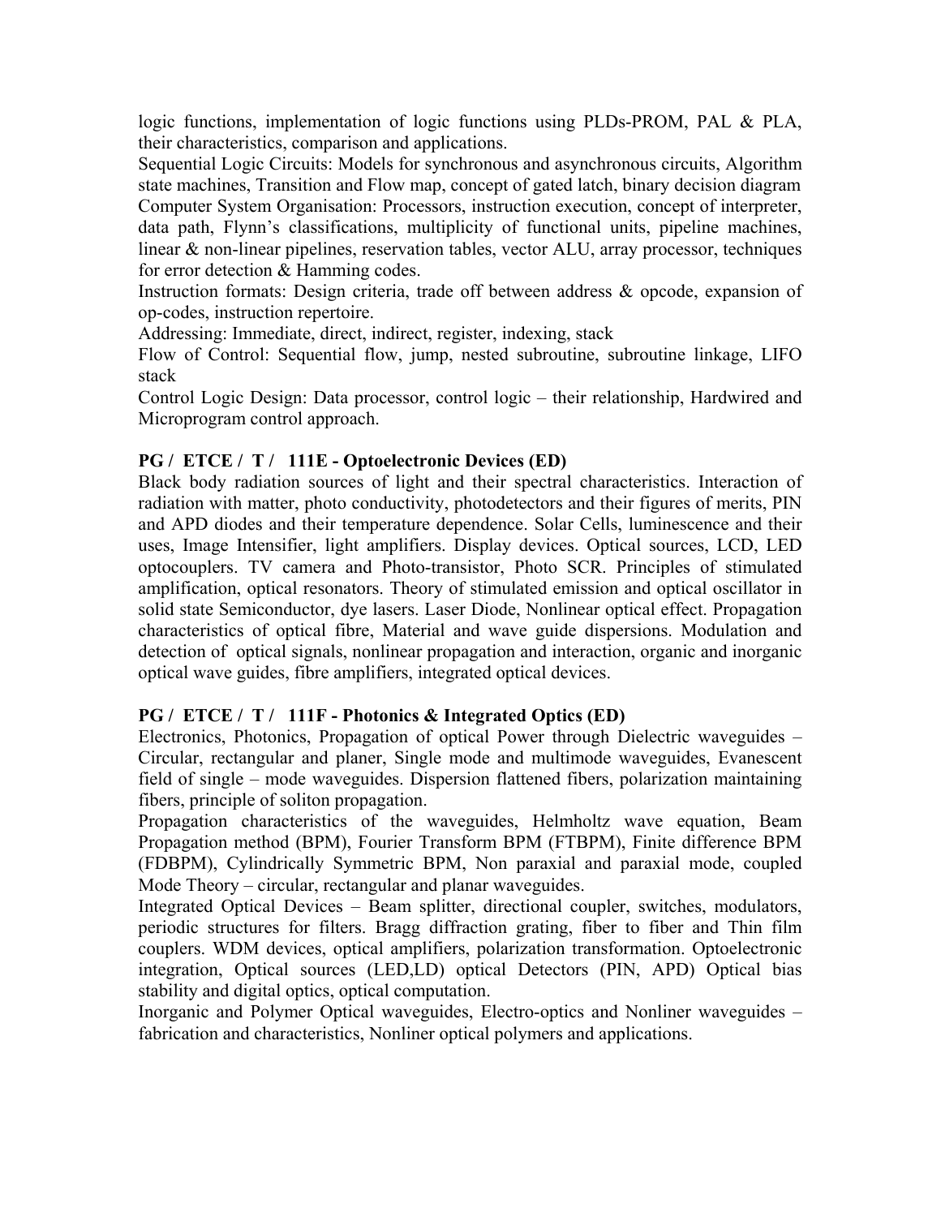logic functions, implementation of logic functions using PLDs-PROM, PAL & PLA, their characteristics, comparison and applications.

Sequential Logic Circuits: Models for synchronous and asynchronous circuits, Algorithm state machines, Transition and Flow map, concept of gated latch, binary decision diagram

Computer System Organisation: Processors, instruction execution, concept of interpreter, data path, Flynn's classifications, multiplicity of functional units, pipeline machines, linear & non-linear pipelines, reservation tables, vector ALU, array processor, techniques for error detection & Hamming codes.

Instruction formats: Design criteria, trade off between address & opcode, expansion of op-codes, instruction repertoire.

Addressing: Immediate, direct, indirect, register, indexing, stack

Flow of Control: Sequential flow, jump, nested subroutine, subroutine linkage, LIFO stack

Control Logic Design: Data processor, control logic – their relationship, Hardwired and Microprogram control approach.

**PG / ETCE / T / 111E - Optoelectronic Devices (ED)**

Black body radiation sources of light and their spectral characteristics. Interaction of radiation with matter, photo conductivity, photodetectors and their figures of merits, PIN and APD diodes and their temperature dependence. Solar Cells, luminescence and their uses, Image Intensifier, light amplifiers. Display devices. Optical sources, LCD, LED optocouplers. TV camera and Photo-transistor, Photo SCR. Principles of stimulated amplification, optical resonators. Theory of stimulated emission and optical oscillator in solid state Semiconductor, dye lasers. Laser Diode, Nonlinear optical effect. Propagation characteristics of optical fibre, Material and wave guide dispersions. Modulation and detection of optical signals, nonlinear propagation and interaction, organic and inorganic optical wave guides, fibre amplifiers, integrated optical devices.

**PG / ETCE / T / 111F - Photonics & Integrated Optics (ED)**

Electronics, Photonics, Propagation of optical Power through Dielectric waveguides – Circular, rectangular and planer, Single mode and multimode waveguides, Evanescent field of single – mode waveguides. Dispersion flattened fibers, polarization maintaining fibers, principle of soliton propagation.

Propagation characteristics of the waveguides, Helmholtz wave equation, Beam Propagation method (BPM), Fourier Transform BPM (FTBPM), Finite difference BPM (FDBPM), Cylindrically Symmetric BPM, Non paraxial and paraxial mode, coupled Mode Theory – circular, rectangular and planar waveguides.

Integrated Optical Devices – Beam splitter, directional coupler, switches, modulators, periodic structures for filters. Bragg diffraction grating, fiber to fiber and Thin film couplers. WDM devices, optical amplifiers, polarization transformation. Optoelectronic integration, Optical sources (LED,LD) optical Detectors (PIN, APD) Optical bias stability and digital optics, optical computation.

Inorganic and Polymer Optical waveguides, Electro-optics and Nonliner waveguides – fabrication and characteristics, Nonliner optical polymers and applications.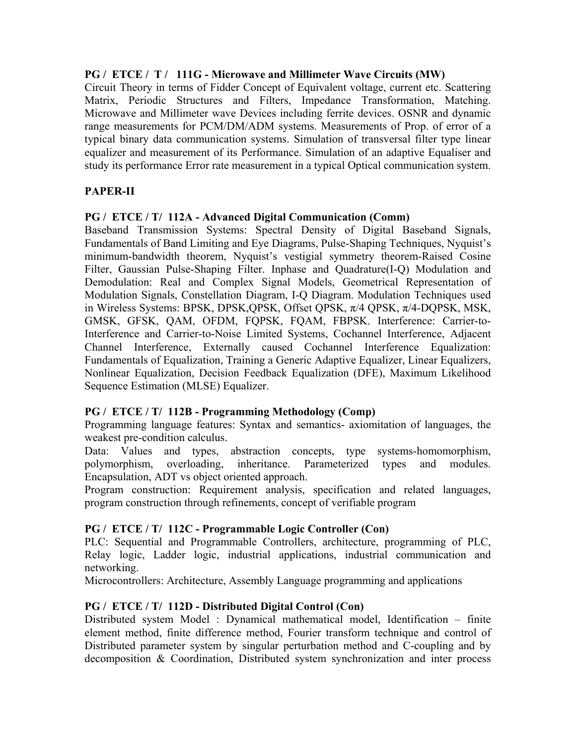**PG / ETCE / T / 111G - Microwave and Millimeter Wave Circuits (MW)**
Circuit Theory in terms of Fidder Concept of Equivalent voltage, current etc. Scattering Matrix, Periodic Structures and Filters, Impedance Transformation, Matching. Microwave and Millimeter wave Devices including ferrite devices. OSNR and dynamic range measurements for PCM/DM/ADM systems. Measurements of Prop. of error of a typical binary data communication systems. Simulation of transversal filter type linear equalizer and measurement of its Performance. Simulation of an adaptive Equaliser and study its performance Error rate measurement in a typical Optical communication system.

**PAPER-II**

**PG / ETCE / T/ 112A - Advanced Digital Communication (Comm)**
Baseband Transmission Systems: Spectral Density of Digital Baseband Signals, Fundamentals of Band Limiting and Eye Diagrams, Pulse-Shaping Techniques, Nyquist's minimum-bandwidth theorem, Nyquist's vestigial symmetry theorem-Raised Cosine Filter, Gaussian Pulse-Shaping Filter. Inphase and Quadrature(I-Q) Modulation and Demodulation: Real and Complex Signal Models, Geometrical Representation of Modulation Signals, Constellation Diagram, I-Q Diagram. Modulation Techniques used in Wireless Systems: BPSK, DPSK,QPSK, Offset QPSK, π/4 QPSK, π/4-DQPSK, MSK, GMSK, GFSK, QAM, OFDM, FQPSK, FQAM, FBPSK. Interference: Carrier-to-Interference and Carrier-to-Noise Limited Systems, Cochannel Interference, Adjacent Channel Interference, Externally caused Cochannel Interference Equalization: Fundamentals of Equalization, Training a Generic Adaptive Equalizer, Linear Equalizers, Nonlinear Equalization, Decision Feedback Equalization (DFE), Maximum Likelihood Sequence Estimation (MLSE) Equalizer.

**PG / ETCE / T/ 112B - Programming Methodology (Comp)**
Programming language features: Syntax and semantics- axiomitation of languages, the weakest pre-condition calculus.
Data: Values and types, abstraction concepts, type systems-homomorphism, polymorphism, overloading, inheritance. Parameterized types and modules. Encapsulation, ADT vs object oriented approach.
Program construction: Requirement analysis, specification and related languages, program construction through refinements, concept of verifiable program

**PG / ETCE / T/ 112C - Programmable Logic Controller (Con)**
PLC: Sequential and Programmable Controllers, architecture, programming of PLC, Relay logic, Ladder logic, industrial applications, industrial communication and networking.
Microcontrollers: Architecture, Assembly Language programming and applications

**PG / ETCE / T/ 112D - Distributed Digital Control (Con)**
Distributed system Model : Dynamical mathematical model, Identification – finite element method, finite difference method, Fourier transform technique and control of Distributed parameter system by singular perturbation method and C-coupling and by decomposition & Coordination, Distributed system synchronization and inter process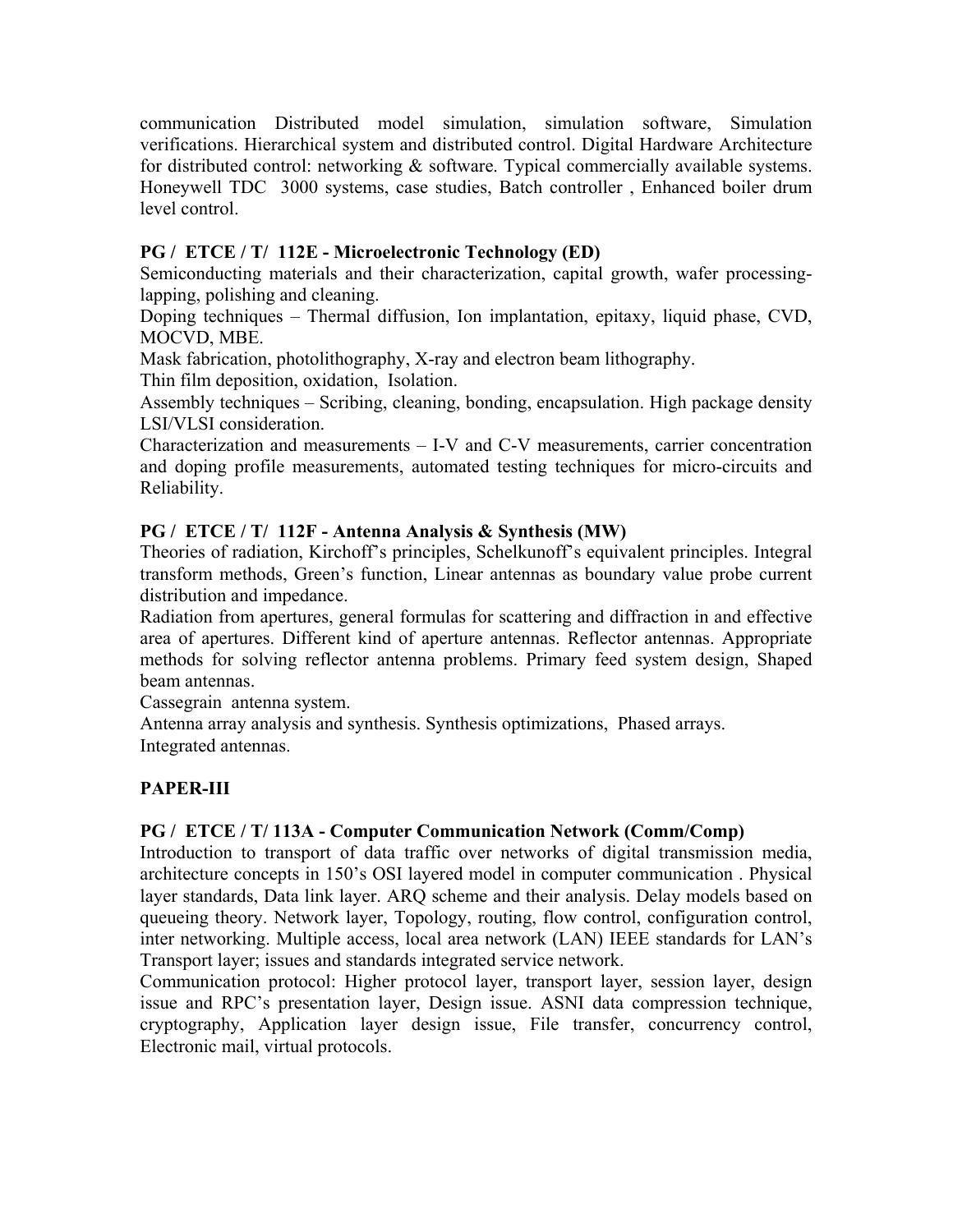communication Distributed model simulation, simulation software, Simulation verifications. Hierarchical system and distributed control. Digital Hardware Architecture for distributed control: networking & software. Typical commercially available systems. Honeywell TDC 3000 systems, case studies, Batch controller , Enhanced boiler drum level control.

**PG / ETCE / T/ 112E - Microelectronic Technology (ED)**

Semiconducting materials and their characterization, capital growth, wafer processing- lapping, polishing and cleaning.

Doping techniques – Thermal diffusion, Ion implantation, epitaxy, liquid phase, CVD, MOCVD, MBE.

Mask fabrication, photolithography, X-ray and electron beam lithography.

Thin film deposition, oxidation, Isolation.

Assembly techniques – Scribing, cleaning, bonding, encapsulation. High package density LSI/VLSI consideration.

Characterization and measurements – I-V and C-V measurements, carrier concentration and doping profile measurements, automated testing techniques for micro-circuits and Reliability.

**PG / ETCE / T/ 112F - Antenna Analysis & Synthesis (MW)**

Theories of radiation, Kirchoff's principles, Schelkunoff's equivalent principles. Integral transform methods, Green's function, Linear antennas as boundary value probe current distribution and impedance.

Radiation from apertures, general formulas for scattering and diffraction in and effective area of apertures. Different kind of aperture antennas. Reflector antennas. Appropriate methods for solving reflector antenna problems. Primary feed system design, Shaped beam antennas.

Cassegrain antenna system.

Antenna array analysis and synthesis. Synthesis optimizations, Phased arrays.

Integrated antennas.

**PAPER-III**

**PG / ETCE / T/ 113A - Computer Communication Network (Comm/Comp)**

Introduction to transport of data traffic over networks of digital transmission media, architecture concepts in 150's OSI layered model in computer communication . Physical layer standards, Data link layer. ARQ scheme and their analysis. Delay models based on queueing theory. Network layer, Topology, routing, flow control, configuration control, inter networking. Multiple access, local area network (LAN) IEEE standards for LAN's Transport layer; issues and standards integrated service network.

Communication protocol: Higher protocol layer, transport layer, session layer, design issue and RPC's presentation layer, Design issue. ASNI data compression technique, cryptography, Application layer design issue, File transfer, concurrency control, Electronic mail, virtual protocols.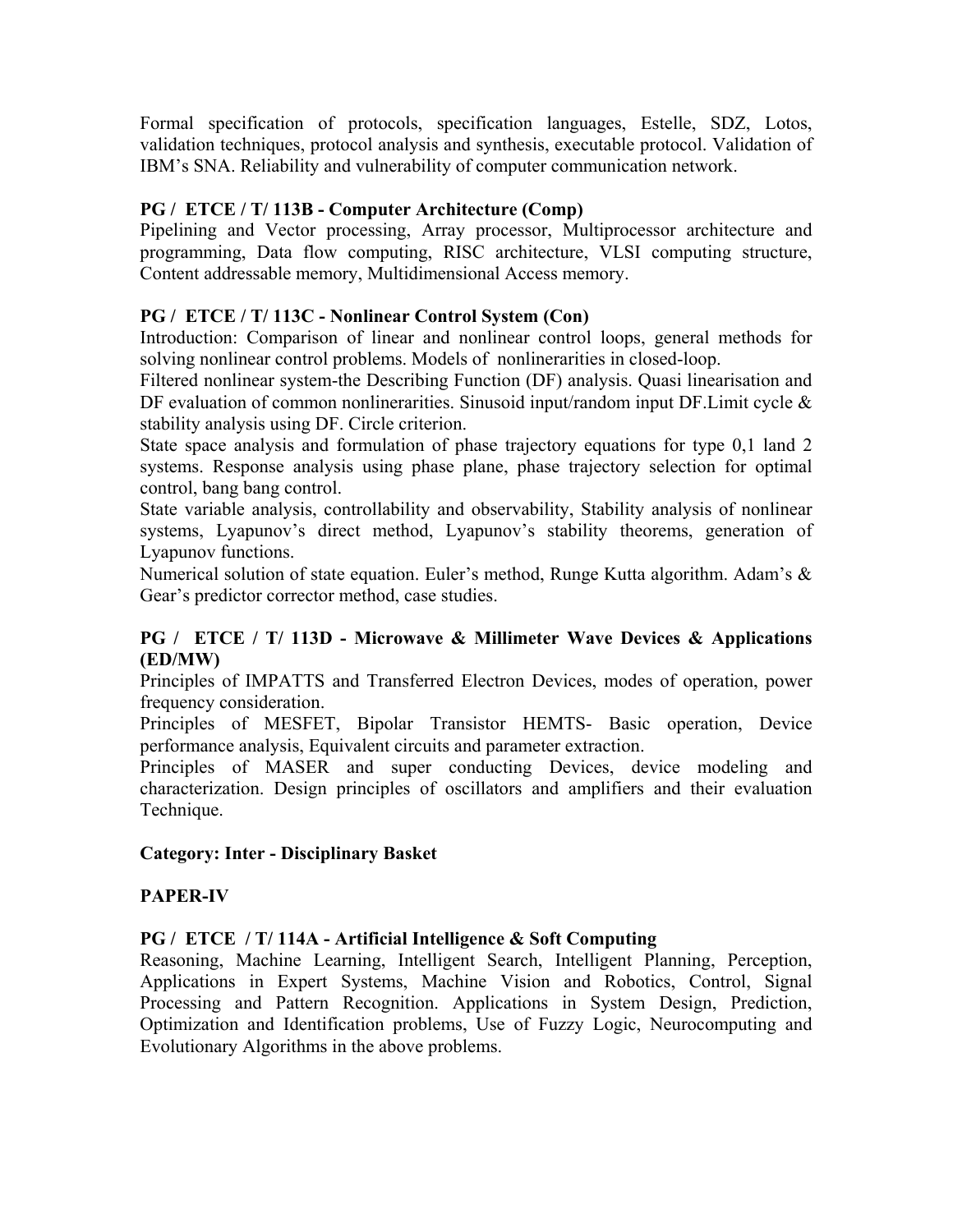Formal specification of protocols, specification languages, Estelle, SDZ, Lotos, validation techniques, protocol analysis and synthesis, executable protocol. Validation of IBM's SNA. Reliability and vulnerability of computer communication network.

**PG / ETCE / T/ 113B - Computer Architecture (Comp)**

Pipelining and Vector processing, Array processor, Multiprocessor architecture and programming, Data flow computing, RISC architecture, VLSI computing structure, Content addressable memory, Multidimensional Access memory.

**PG / ETCE / T/ 113C - Nonlinear Control System (Con)**

Introduction: Comparison of linear and nonlinear control loops, general methods for solving nonlinear control problems. Models of nonlinearities in closed-loop.

Filtered nonlinear system-the Describing Function (DF) analysis. Quasi linearisation and DF evaluation of common nonlinearities. Sinusoid input/random input DF.Limit cycle & stability analysis using DF. Circle criterion.

State space analysis and formulation of phase trajectory equations for type 0,1 land 2 systems. Response analysis using phase plane, phase trajectory selection for optimal control, bang bang control.

State variable analysis, controllability and observability, Stability analysis of nonlinear systems, Lyapunov's direct method, Lyapunov's stability theorems, generation of Lyapunov functions.

Numerical solution of state equation. Euler's method, Runge Kutta algorithm. Adam's & Gear's predictor corrector method, case studies.

**PG / ETCE / T/ 113D - Microwave & Millimeter Wave Devices & Applications (ED/MW)**

Principles of IMPATTS and Transferred Electron Devices, modes of operation, power frequency consideration.

Principles of MESFET, Bipolar Transistor HEMTS- Basic operation, Device performance analysis, Equivalent circuits and parameter extraction.

Principles of MASER and super conducting Devices, device modeling and characterization. Design principles of oscillators and amplifiers and their evaluation Technique.

**Category: Inter - Disciplinary Basket**

**PAPER-IV**

**PG / ETCE / T/ 114A - Artificial Intelligence & Soft Computing**

Reasoning, Machine Learning, Intelligent Search, Intelligent Planning, Perception, Applications in Expert Systems, Machine Vision and Robotics, Control, Signal Processing and Pattern Recognition. Applications in System Design, Prediction, Optimization and Identification problems, Use of Fuzzy Logic, Neurocomputing and Evolutionary Algorithms in the above problems.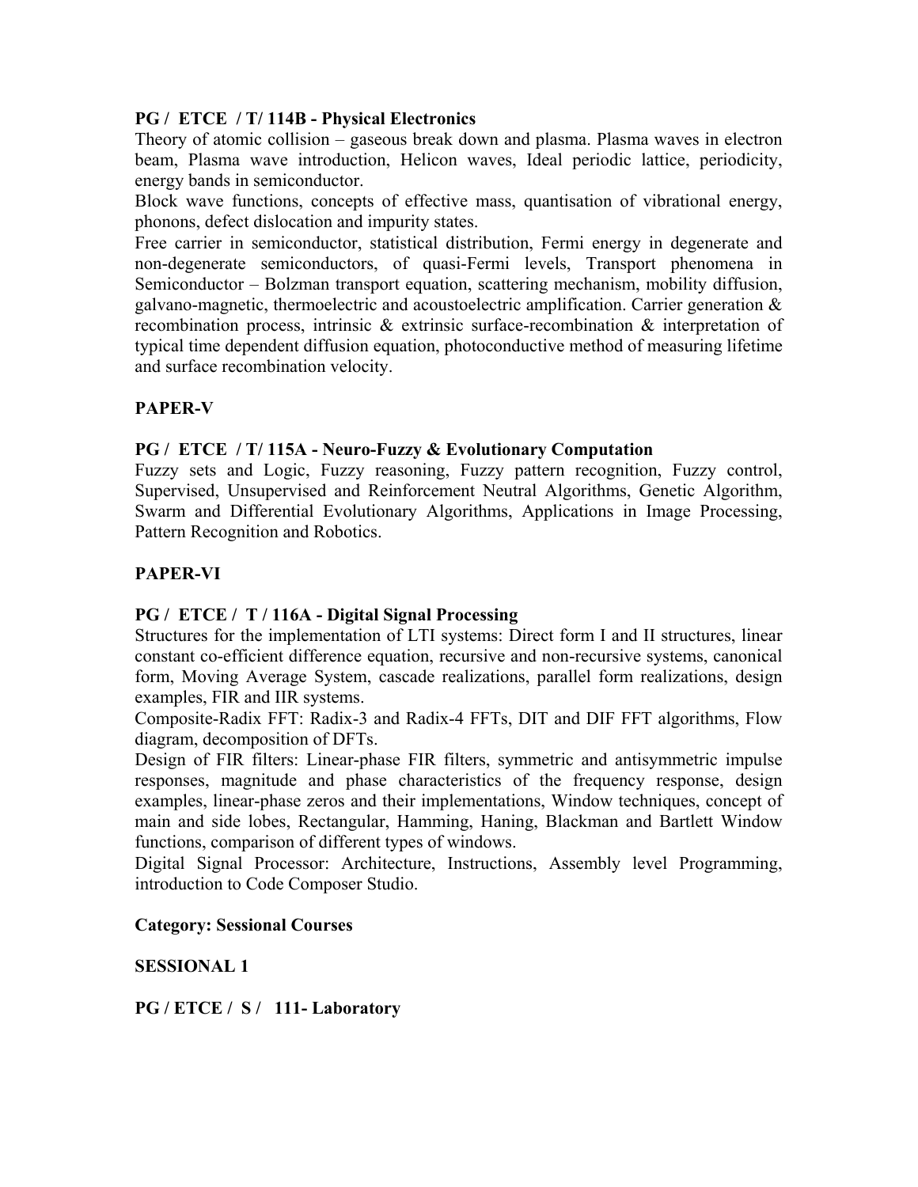**PG / ETCE / T/ 114B - Physical Electronics**

Theory of atomic collision – gaseous break down and plasma. Plasma waves in electron beam, Plasma wave introduction, Helicon waves, Ideal periodic lattice, periodicity, energy bands in semiconductor.

Block wave functions, concepts of effective mass, quantisation of vibrational energy, phonons, defect dislocation and impurity states.

Free carrier in semiconductor, statistical distribution, Fermi energy in degenerate and non-degenerate semiconductors, of quasi-Fermi levels, Transport phenomena in Semiconductor – Bolzman transport equation, scattering mechanism, mobility diffusion, galvano-magnetic, thermoelectric and acoustoelectric amplification. Carrier generation & recombination process, intrinsic & extrinsic surface-recombination & interpretation of typical time dependent diffusion equation, photoconductive method of measuring lifetime and surface recombination velocity.

**PAPER-V**

**PG / ETCE / T/ 115A - Neuro-Fuzzy & Evolutionary Computation**

Fuzzy sets and Logic, Fuzzy reasoning, Fuzzy pattern recognition, Fuzzy control, Supervised, Unsupervised and Reinforcement Neutral Algorithms, Genetic Algorithm, Swarm and Differential Evolutionary Algorithms, Applications in Image Processing, Pattern Recognition and Robotics.

**PAPER-VI**

**PG / ETCE / T / 116A - Digital Signal Processing**

Structures for the implementation of LTI systems: Direct form I and II structures, linear constant co-efficient difference equation, recursive and non-recursive systems, canonical form, Moving Average System, cascade realizations, parallel form realizations, design examples, FIR and IIR systems.

Composite-Radix FFT: Radix-3 and Radix-4 FFTs, DIT and DIF FFT algorithms, Flow diagram, decomposition of DFTs.

Design of FIR filters: Linear-phase FIR filters, symmetric and antisymmetric impulse responses, magnitude and phase characteristics of the frequency response, design examples, linear-phase zeros and their implementations, Window techniques, concept of main and side lobes, Rectangular, Hamming, Haning, Blackman and Bartlett Window functions, comparison of different types of windows.

Digital Signal Processor: Architecture, Instructions, Assembly level Programming, introduction to Code Composer Studio.

**Category: Sessional Courses**

**SESSIONAL 1**

**PG / ETCE / S / 111- Laboratory**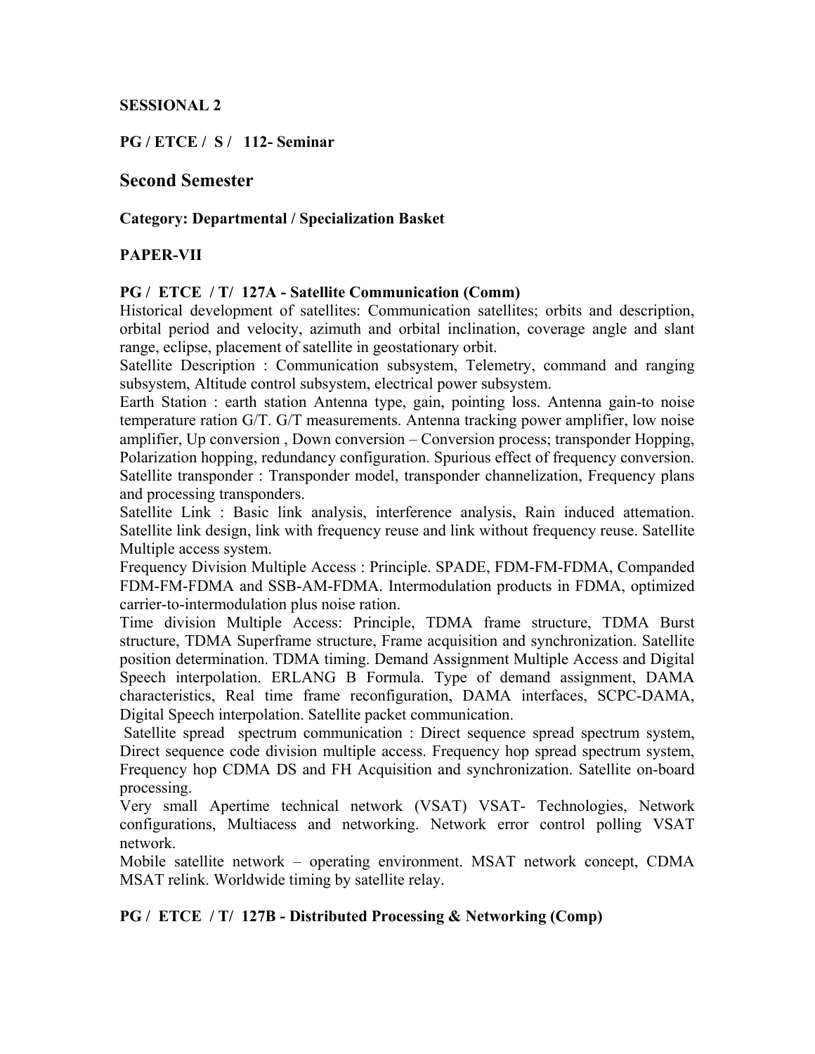**SESSIONAL 2**

**PG / ETCE / S / 112- Seminar**

## Second Semester

**Category: Departmental / Specialization Basket**

**PAPER-VII**

**PG / ETCE / T/ 127A - Satellite Communication (Comm)**

Historical development of satellites: Communication satellites; orbits and description, orbital period and velocity, azimuth and orbital inclination, coverage angle and slant range, eclipse, placement of satellite in geostationary orbit.

Satellite Description : Communication subsystem, Telemetry, command and ranging subsystem, Altitude control subsystem, electrical power subsystem.

Earth Station : earth station Antenna type, gain, pointing loss. Antenna gain-to noise temperature ration G/T. G/T measurements. Antenna tracking power amplifier, low noise amplifier, Up conversion , Down conversion – Conversion process; transponder Hopping, Polarization hopping, redundancy configuration. Spurious effect of frequency conversion. Satellite transponder : Transponder model, transponder channelization, Frequency plans and processing transponders.

Satellite Link : Basic link analysis, interference analysis, Rain induced attemation. Satellite link design, link with frequency reuse and link without frequency reuse. Satellite Multiple access system.

Frequency Division Multiple Access : Principle. SPADE, FDM-FM-FDMA, Companded FDM-FM-FDMA and SSB-AM-FDMA. Intermodulation products in FDMA, optimized carrier-to-intermodulation plus noise ration.

Time division Multiple Access: Principle, TDMA frame structure, TDMA Burst structure, TDMA Superframe structure, Frame acquisition and synchronization. Satellite position determination. TDMA timing. Demand Assignment Multiple Access and Digital Speech interpolation. ERLANG B Formula. Type of demand assignment, DAMA characteristics, Real time frame reconfiguration, DAMA interfaces, SCPC-DAMA, Digital Speech interpolation. Satellite packet communication.

Satellite spread spectrum communication : Direct sequence spread spectrum system, Direct sequence code division multiple access. Frequency hop spread spectrum system, Frequency hop CDMA DS and FH Acquisition and synchronization. Satellite on-board processing.

Very small Apertime technical network (VSAT) VSAT- Technologies, Network configurations, Multiacess and networking. Network error control polling VSAT network.

Mobile satellite network – operating environment. MSAT network concept, CDMA MSAT relink. Worldwide timing by satellite relay.

**PG / ETCE / T/ 127B - Distributed Processing & Networking (Comp)**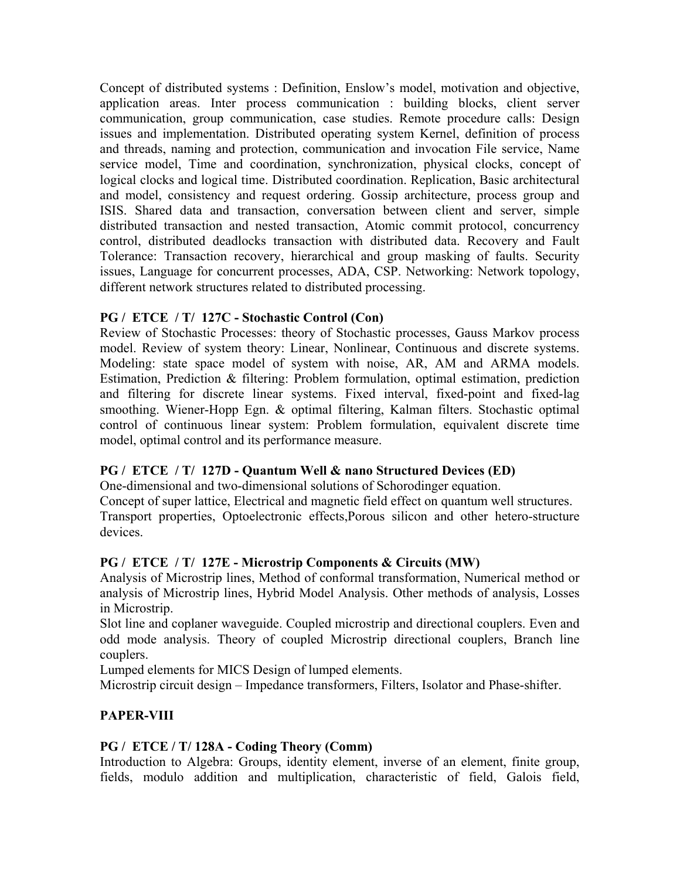Concept of distributed systems : Definition, Enslow's model, motivation and objective, application areas. Inter process communication : building blocks, client server communication, group communication, case studies. Remote procedure calls: Design issues and implementation. Distributed operating system Kernel, definition of process and threads, naming and protection, communication and invocation File service, Name service model, Time and coordination, synchronization, physical clocks, concept of logical clocks and logical time. Distributed coordination. Replication, Basic architectural and model, consistency and request ordering. Gossip architecture, process group and ISIS. Shared data and transaction, conversation between client and server, simple distributed transaction and nested transaction, Atomic commit protocol, concurrency control, distributed deadlocks transaction with distributed data. Recovery and Fault Tolerance: Transaction recovery, hierarchical and group masking of faults. Security issues, Language for concurrent processes, ADA, CSP. Networking: Network topology, different network structures related to distributed processing.

### PG / ETCE / T/ 127C - Stochastic Control (Con)

Review of Stochastic Processes: theory of Stochastic processes, Gauss Markov process model. Review of system theory: Linear, Nonlinear, Continuous and discrete systems. Modeling: state space model of system with noise, AR, AM and ARMA models. Estimation, Prediction & filtering: Problem formulation, optimal estimation, prediction and filtering for discrete linear systems. Fixed interval, fixed-point and fixed-lag smoothing. Wiener-Hopp Egn. & optimal filtering, Kalman filters. Stochastic optimal control of continuous linear system: Problem formulation, equivalent discrete time model, optimal control and its performance measure.

### PG / ETCE / T/ 127D - Quantum Well & nano Structured Devices (ED)

One-dimensional and two-dimensional solutions of Schorodinger equation.

Concept of super lattice, Electrical and magnetic field effect on quantum well structures.

Transport properties, Optoelectronic effects,Porous silicon and other hetero-structure devices.

### PG / ETCE / T/ 127E - Microstrip Components & Circuits (MW)

Analysis of Microstrip lines, Method of conformal transformation, Numerical method or analysis of Microstrip lines, Hybrid Model Analysis. Other methods of analysis, Losses in Microstrip.

Slot line and coplaner waveguide. Coupled microstrip and directional couplers. Even and odd mode analysis. Theory of coupled Microstrip directional couplers, Branch line couplers.

Lumped elements for MICS Design of lumped elements.

Microstrip circuit design – Impedance transformers, Filters, Isolator and Phase-shifter.

## PAPER-VIII

### PG / ETCE / T/ 128A - Coding Theory (Comm)

Introduction to Algebra: Groups, identity element, inverse of an element, finite group, fields, modulo addition and multiplication, characteristic of field, Galois field,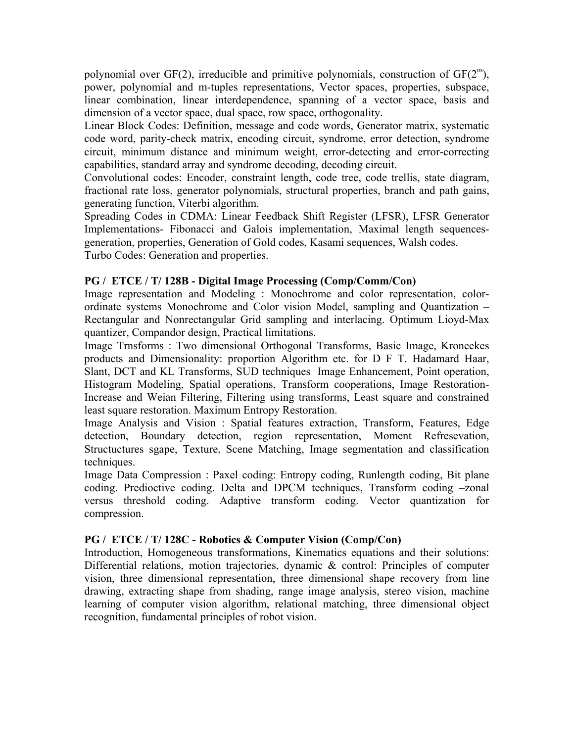polynomial over GF(2), irreducible and primitive polynomials, construction of GF($2^m$), power, polynomial and m-tuples representations, Vector spaces, properties, subspace, linear combination, linear interdependence, spanning of a vector space, basis and dimension of a vector space, dual space, row space, orthogonality.

Linear Block Codes: Definition, message and code words, Generator matrix, systematic code word, parity-check matrix, encoding circuit, syndrome, error detection, syndrome circuit, minimum distance and minimum weight, error-detecting and error-correcting capabilities, standard array and syndrome decoding, decoding circuit.

Convolutional codes: Encoder, constraint length, code tree, code trellis, state diagram, fractional rate loss, generator polynomials, structural properties, branch and path gains, generating function, Viterbi algorithm.

Spreading Codes in CDMA: Linear Feedback Shift Register (LFSR), LFSR Generator Implementations- Fibonacci and Galois implementation, Maximal length sequences-generation, properties, Generation of Gold codes, Kasami sequences, Walsh codes.

Turbo Codes: Generation and properties.

**PG / ETCE / T/ 128B - Digital Image Processing (Comp/Comm/Con)**

Image representation and Modeling : Monochrome and color representation, color-ordinate systems Monochrome and Color vision Model, sampling and Quantization – Rectangular and Nonrectangular Grid sampling and interlacing. Optimum Lioyd-Max quantizer, Compandor design, Practical limitations.

Image Trnsforms : Two dimensional Orthogonal Transforms, Basic Image, Kroneekes products and Dimensionality: proportion Algorithm etc. for D F T. Hadamard Haar, Slant, DCT and KL Transforms, SUD techniques Image Enhancement, Point operation, Histogram Modeling, Spatial operations, Transform cooperations, Image Restoration- Increase and Weian Filtering, Filtering using transforms, Least square and constrained least square restoration. Maximum Entropy Restoration.

Image Analysis and Vision : Spatial features extraction, Transform, Features, Edge detection, Boundary detection, region representation, Moment Refresevation, Structuctures sgape, Texture, Scene Matching, Image segmentation and classification techniques.

Image Data Compression : Paxel coding: Entropy coding, Runlength coding, Bit plane coding. Predioctive coding. Delta and DPCM techniques, Transform coding –zonal versus threshold coding. Adaptive transform coding. Vector quantization for compression.

**PG / ETCE / T/ 128C - Robotics & Computer Vision (Comp/Con)**

Introduction, Homogeneous transformations, Kinematics equations and their solutions: Differential relations, motion trajectories, dynamic & control: Principles of computer vision, three dimensional representation, three dimensional shape recovery from line drawing, extracting shape from shading, range image analysis, stereo vision, machine learning of computer vision algorithm, relational matching, three dimensional object recognition, fundamental principles of robot vision.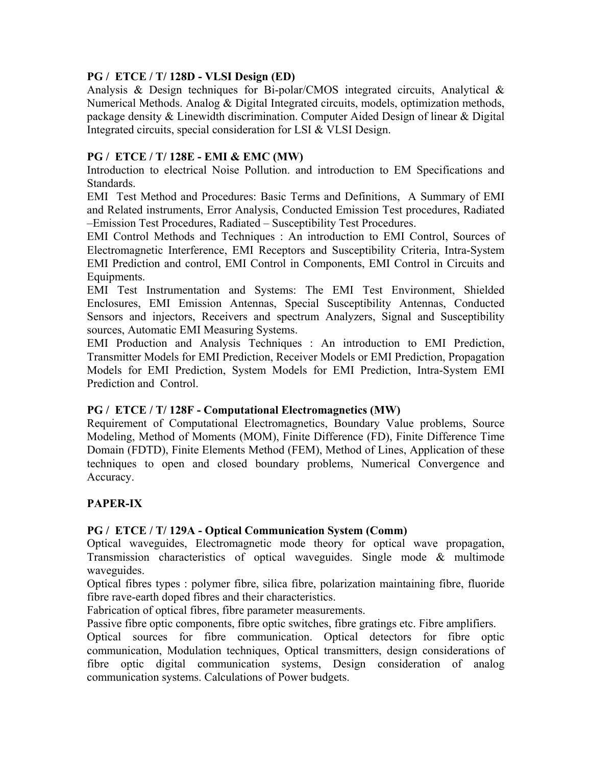**PG / ETCE / T/ 128D - VLSI Design (ED)**

Analysis & Design techniques for Bi-polar/CMOS integrated circuits, Analytical & Numerical Methods. Analog & Digital Integrated circuits, models, optimization methods, package density & Linewidth discrimination. Computer Aided Design of linear & Digital Integrated circuits, special consideration for LSI & VLSI Design.

**PG / ETCE / T/ 128E - EMI & EMC (MW)**

Introduction to electrical Noise Pollution. and introduction to EM Specifications and Standards.

EMI Test Method and Procedures: Basic Terms and Definitions, A Summary of EMI and Related instruments, Error Analysis, Conducted Emission Test procedures, Radiated –Emission Test Procedures, Radiated – Susceptibility Test Procedures.

EMI Control Methods and Techniques : An introduction to EMI Control, Sources of Electromagnetic Interference, EMI Receptors and Susceptibility Criteria, Intra-System EMI Prediction and control, EMI Control in Components, EMI Control in Circuits and Equipments.

EMI Test Instrumentation and Systems: The EMI Test Environment, Shielded Enclosures, EMI Emission Antennas, Special Susceptibility Antennas, Conducted Sensors and injectors, Receivers and spectrum Analyzers, Signal and Susceptibility sources, Automatic EMI Measuring Systems.

EMI Production and Analysis Techniques : An introduction to EMI Prediction, Transmitter Models for EMI Prediction, Receiver Models or EMI Prediction, Propagation Models for EMI Prediction, System Models for EMI Prediction, Intra-System EMI Prediction and Control.

**PG / ETCE / T/ 128F - Computational Electromagnetics (MW)**

Requirement of Computational Electromagnetics, Boundary Value problems, Source Modeling, Method of Moments (MOM), Finite Difference (FD), Finite Difference Time Domain (FDTD), Finite Elements Method (FEM), Method of Lines, Application of these techniques to open and closed boundary problems, Numerical Convergence and Accuracy.

**PAPER-IX**

**PG / ETCE / T/ 129A - Optical Communication System (Comm)**

Optical waveguides, Electromagnetic mode theory for optical wave propagation, Transmission characteristics of optical waveguides. Single mode & multimode waveguides.

Optical fibres types : polymer fibre, silica fibre, polarization maintaining fibre, fluoride fibre rave-earth doped fibres and their characteristics.

Fabrication of optical fibres, fibre parameter measurements.

Passive fibre optic components, fibre optic switches, fibre gratings etc. Fibre amplifiers.

Optical sources for fibre communication. Optical detectors for fibre optic communication, Modulation techniques, Optical transmitters, design considerations of fibre optic digital communication systems, Design consideration of analog communication systems. Calculations of Power budgets.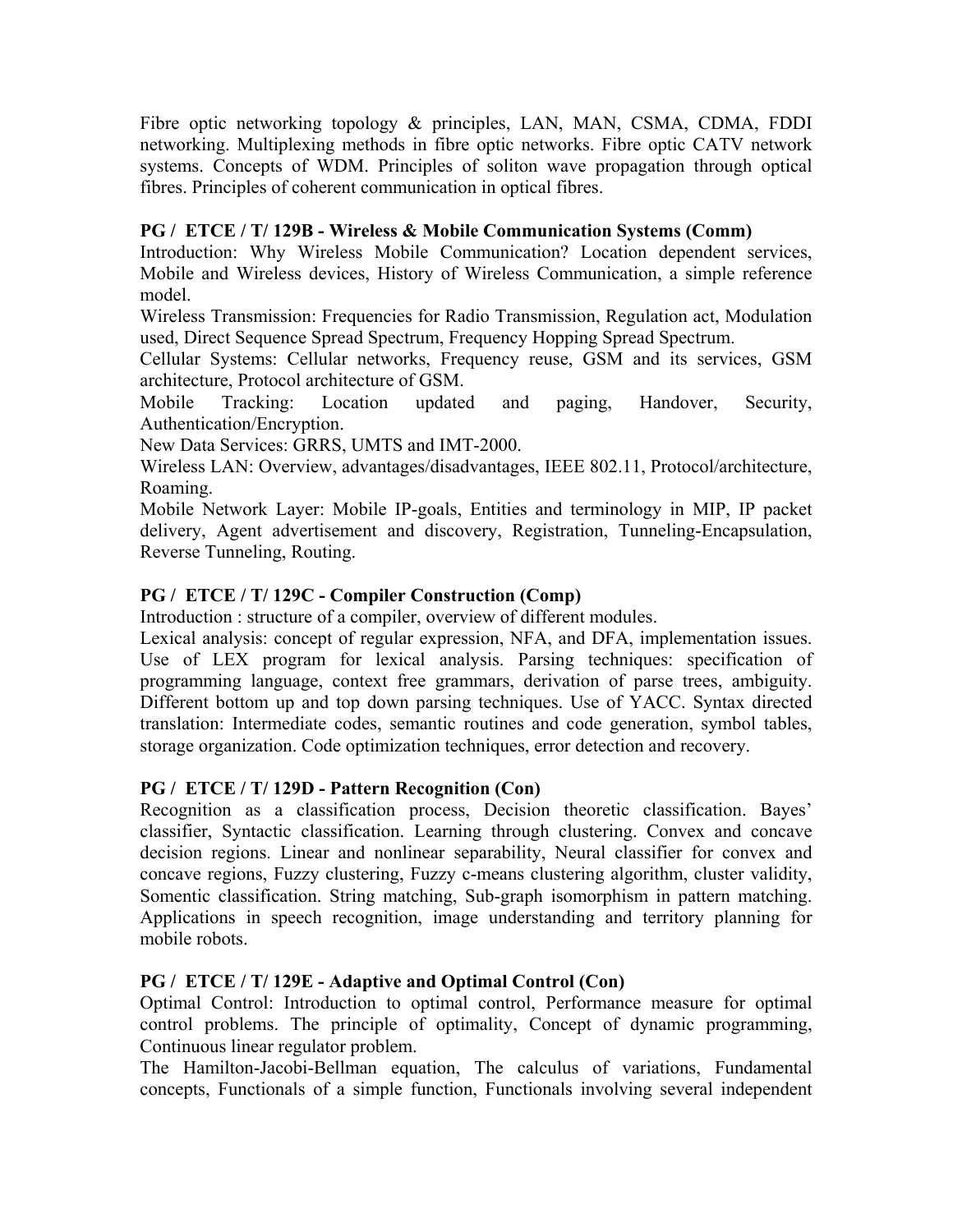Fibre optic networking topology & principles, LAN, MAN, CSMA, CDMA, FDDI networking. Multiplexing methods in fibre optic networks. Fibre optic CATV network systems. Concepts of WDM. Principles of soliton wave propagation through optical fibres. Principles of coherent communication in optical fibres.

**PG / ETCE / T/ 129B - Wireless & Mobile Communication Systems (Comm)**

Introduction: Why Wireless Mobile Communication? Location dependent services, Mobile and Wireless devices, History of Wireless Communication, a simple reference model.

Wireless Transmission: Frequencies for Radio Transmission, Regulation act, Modulation used, Direct Sequence Spread Spectrum, Frequency Hopping Spread Spectrum.

Cellular Systems: Cellular networks, Frequency reuse, GSM and its services, GSM architecture, Protocol architecture of GSM.

Mobile Tracking: Location updated and paging, Handover, Security, Authentication/Encryption.

New Data Services: GRRS, UMTS and IMT-2000.

Wireless LAN: Overview, advantages/disadvantages, IEEE 802.11, Protocol/architecture, Roaming.

Mobile Network Layer: Mobile IP-goals, Entities and terminology in MIP, IP packet delivery, Agent advertisement and discovery, Registration, Tunneling-Encapsulation, Reverse Tunneling, Routing.

**PG / ETCE / T/ 129C - Compiler Construction (Comp)**

Introduction : structure of a compiler, overview of different modules.

Lexical analysis: concept of regular expression, NFA, and DFA, implementation issues. Use of LEX program for lexical analysis. Parsing techniques: specification of programming language, context free grammars, derivation of parse trees, ambiguity. Different bottom up and top down parsing techniques. Use of YACC. Syntax directed translation: Intermediate codes, semantic routines and code generation, symbol tables, storage organization. Code optimization techniques, error detection and recovery.

**PG / ETCE / T/ 129D - Pattern Recognition (Con)**

Recognition as a classification process, Decision theoretic classification. Bayes' classifier, Syntactic classification. Learning through clustering. Convex and concave decision regions. Linear and nonlinear separability, Neural classifier for convex and concave regions, Fuzzy clustering, Fuzzy c-means clustering algorithm, cluster validity, Somentic classification. String matching, Sub-graph isomorphism in pattern matching. Applications in speech recognition, image understanding and territory planning for mobile robots.

**PG / ETCE / T/ 129E - Adaptive and Optimal Control (Con)**

Optimal Control: Introduction to optimal control, Performance measure for optimal control problems. The principle of optimality, Concept of dynamic programming, Continuous linear regulator problem.

The Hamilton-Jacobi-Bellman equation, The calculus of variations, Fundamental concepts, Functionals of a simple function, Functionals involving several independent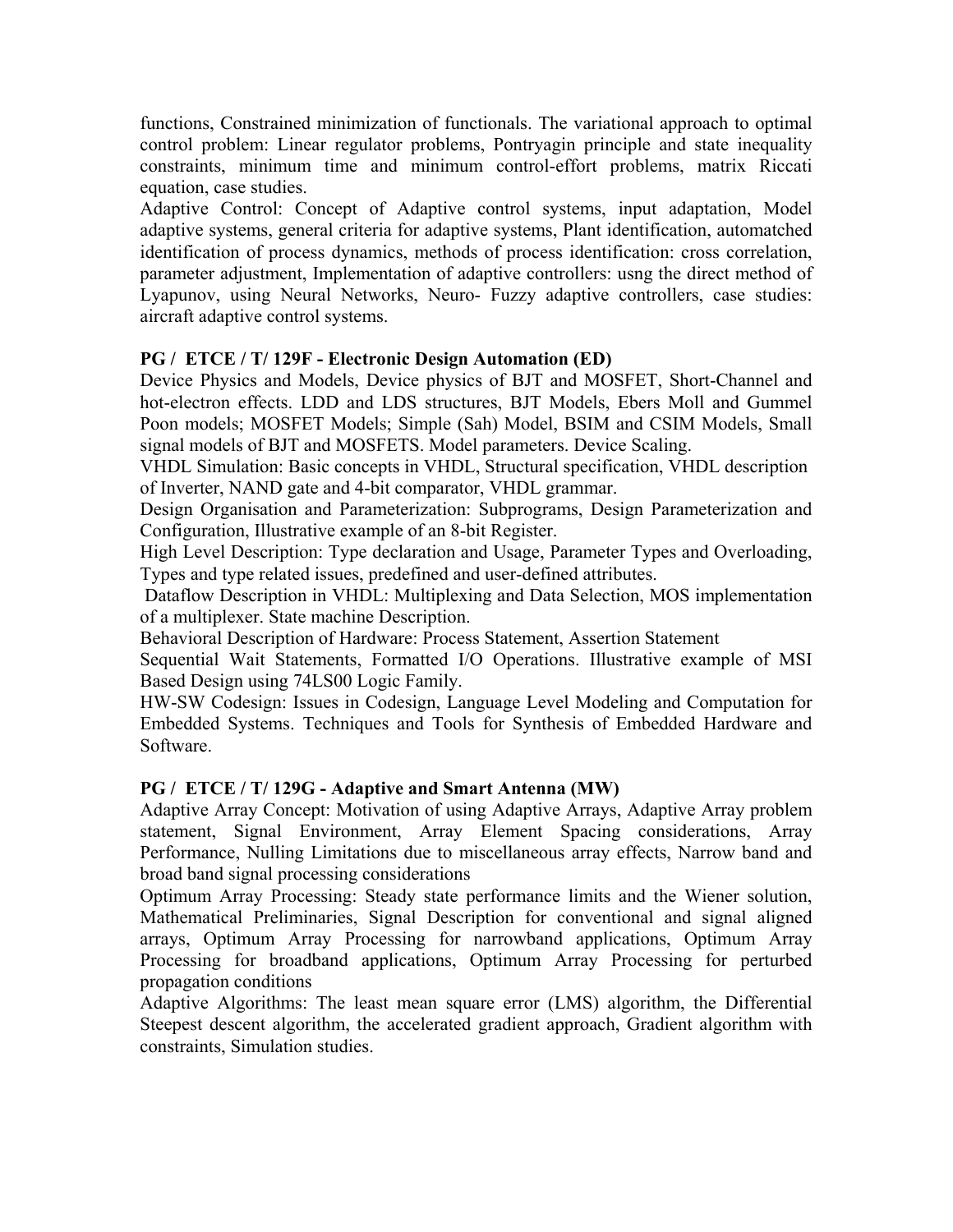functions, Constrained minimization of functionals. The variational approach to optimal control problem: Linear regulator problems, Pontryagin principle and state inequality constraints, minimum time and minimum control-effort problems, matrix Riccati equation, case studies.

Adaptive Control: Concept of Adaptive control systems, input adaptation, Model adaptive systems, general criteria for adaptive systems, Plant identification, automatched identification of process dynamics, methods of process identification: cross correlation, parameter adjustment, Implementation of adaptive controllers: usng the direct method of Lyapunov, using Neural Networks, Neuro- Fuzzy adaptive controllers, case studies: aircraft adaptive control systems.

**PG / ETCE / T/ 129F - Electronic Design Automation (ED)**

Device Physics and Models, Device physics of BJT and MOSFET, Short-Channel and hot-electron effects. LDD and LDS structures, BJT Models, Ebers Moll and Gummel Poon models; MOSFET Models; Simple (Sah) Model, BSIM and CSIM Models, Small signal models of BJT and MOSFETS. Model parameters. Device Scaling.

VHDL Simulation: Basic concepts in VHDL, Structural specification, VHDL description of Inverter, NAND gate and 4-bit comparator, VHDL grammar.

Design Organisation and Parameterization: Subprograms, Design Parameterization and Configuration, Illustrative example of an 8-bit Register.

High Level Description: Type declaration and Usage, Parameter Types and Overloading, Types and type related issues, predefined and user-defined attributes.

Dataflow Description in VHDL: Multiplexing and Data Selection, MOS implementation of a multiplexer. State machine Description.

Behavioral Description of Hardware: Process Statement, Assertion Statement

Sequential Wait Statements, Formatted I/O Operations. Illustrative example of MSI Based Design using 74LS00 Logic Family.

HW-SW Codesign: Issues in Codesign, Language Level Modeling and Computation for Embedded Systems. Techniques and Tools for Synthesis of Embedded Hardware and Software.

**PG / ETCE / T/ 129G - Adaptive and Smart Antenna (MW)**

Adaptive Array Concept: Motivation of using Adaptive Arrays, Adaptive Array problem statement, Signal Environment, Array Element Spacing considerations, Array Performance, Nulling Limitations due to miscellaneous array effects, Narrow band and broad band signal processing considerations

Optimum Array Processing: Steady state performance limits and the Wiener solution, Mathematical Preliminaries, Signal Description for conventional and signal aligned arrays, Optimum Array Processing for narrowband applications, Optimum Array Processing for broadband applications, Optimum Array Processing for perturbed propagation conditions

Adaptive Algorithms: The least mean square error (LMS) algorithm, the Differential Steepest descent algorithm, the accelerated gradient approach, Gradient algorithm with constraints, Simulation studies.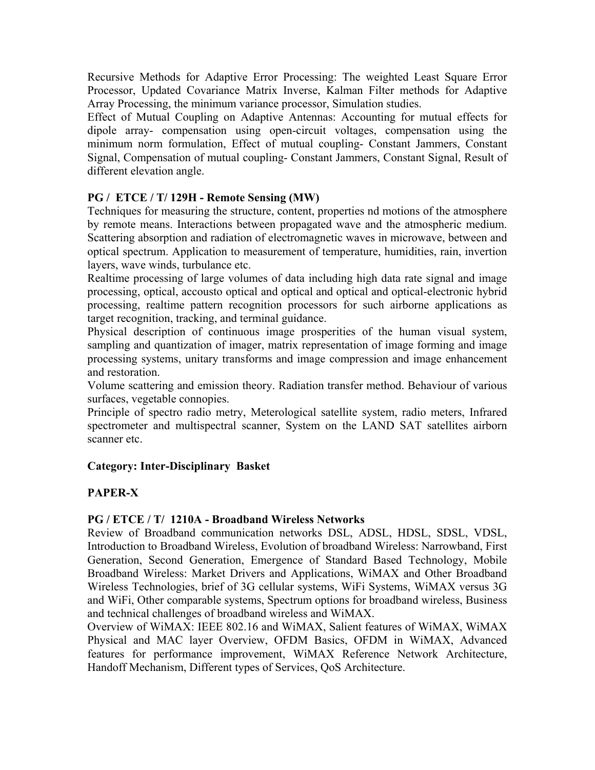Recursive Methods for Adaptive Error Processing: The weighted Least Square Error Processor, Updated Covariance Matrix Inverse, Kalman Filter methods for Adaptive Array Processing, the minimum variance processor, Simulation studies.

Effect of Mutual Coupling on Adaptive Antennas: Accounting for mutual effects for dipole array- compensation using open-circuit voltages, compensation using the minimum norm formulation, Effect of mutual coupling- Constant Jammers, Constant Signal, Compensation of mutual coupling- Constant Jammers, Constant Signal, Result of different elevation angle.

**PG / ETCE / T/ 129H - Remote Sensing (MW)**

Techniques for measuring the structure, content, properties nd motions of the atmosphere by remote means. Interactions between propagated wave and the atmospheric medium. Scattering absorption and radiation of electromagnetic waves in microwave, between and optical spectrum. Application to measurement of temperature, humidities, rain, invertion layers, wave winds, turbulance etc.

Realtime processing of large volumes of data including high data rate signal and image processing, optical, accousto optical and optical and optical and optical-electronic hybrid processing, realtime pattern recognition processors for such airborne applications as target recognition, tracking, and terminal guidance.

Physical description of continuous image prosperities of the human visual system, sampling and quantization of imager, matrix representation of image forming and image processing systems, unitary transforms and image compression and image enhancement and restoration.

Volume scattering and emission theory. Radiation transfer method. Behaviour of various surfaces, vegetable connopies.

Principle of spectro radio metry, Meterological satellite system, radio meters, Infrared spectrometer and multispectral scanner, System on the LAND SAT satellites airborn scanner etc.

**Category: Inter-Disciplinary Basket**

**PAPER-X**

**PG / ETCE / T/ 1210A - Broadband Wireless Networks**

Review of Broadband communication networks DSL, ADSL, HDSL, SDSL, VDSL, Introduction to Broadband Wireless, Evolution of broadband Wireless: Narrowband, First Generation, Second Generation, Emergence of Standard Based Technology, Mobile Broadband Wireless: Market Drivers and Applications, WiMAX and Other Broadband Wireless Technologies, brief of 3G cellular systems, WiFi Systems, WiMAX versus 3G and WiFi, Other comparable systems, Spectrum options for broadband wireless, Business and technical challenges of broadband wireless and WiMAX.

Overview of WiMAX: IEEE 802.16 and WiMAX, Salient features of WiMAX, WiMAX Physical and MAC layer Overview, OFDM Basics, OFDM in WiMAX, Advanced features for performance improvement, WiMAX Reference Network Architecture, Handoff Mechanism, Different types of Services, QoS Architecture.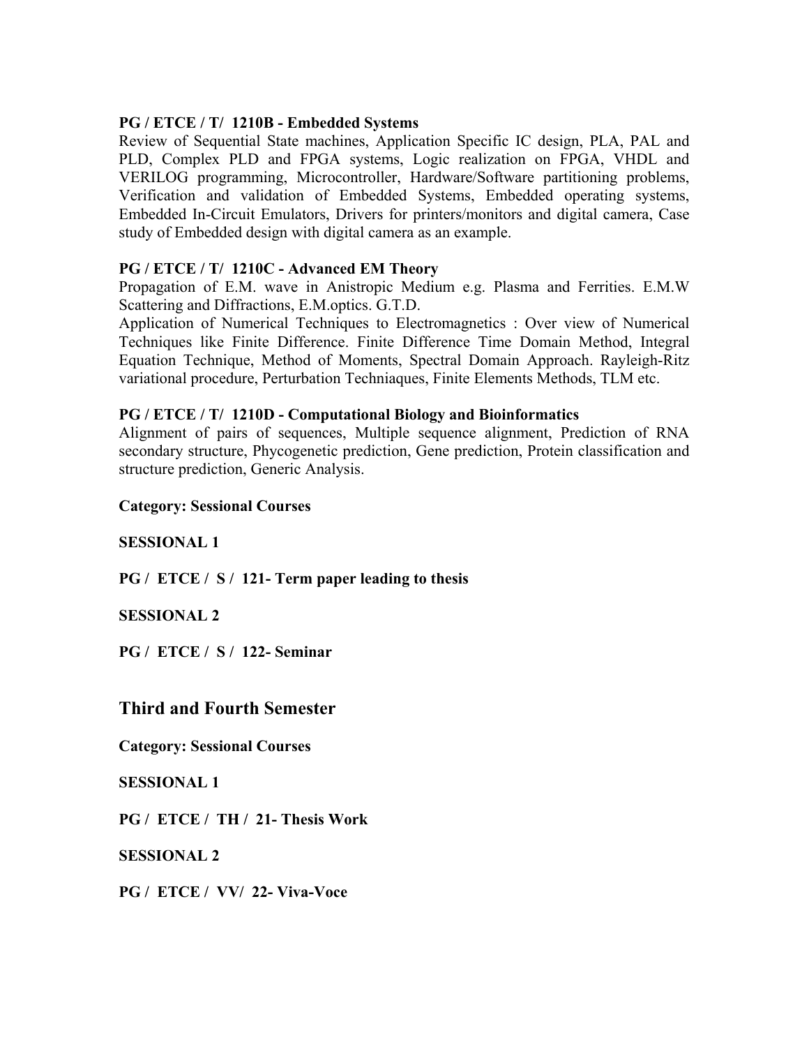**PG / ETCE / T/ 1210B - Embedded Systems**

Review of Sequential State machines, Application Specific IC design, PLA, PAL and PLD, Complex PLD and FPGA systems, Logic realization on FPGA, VHDL and VERILOG programming, Microcontroller, Hardware/Software partitioning problems, Verification and validation of Embedded Systems, Embedded operating systems, Embedded In-Circuit Emulators, Drivers for printers/monitors and digital camera, Case study of Embedded design with digital camera as an example.

**PG / ETCE / T/ 1210C - Advanced EM Theory**

Propagation of E.M. wave in Anistropic Medium e.g. Plasma and Ferrities. E.M.W Scattering and Diffractions, E.M.optics. G.T.D.

Application of Numerical Techniques to Electromagnetics : Over view of Numerical Techniques like Finite Difference. Finite Difference Time Domain Method, Integral Equation Technique, Method of Moments, Spectral Domain Approach. Rayleigh-Ritz variational procedure, Perturbation Techniaques, Finite Elements Methods, TLM etc.

**PG / ETCE / T/ 1210D - Computational Biology and Bioinformatics**

Alignment of pairs of sequences, Multiple sequence alignment, Prediction of RNA secondary structure, Phycogenetic prediction, Gene prediction, Protein classification and structure prediction, Generic Analysis.

**Category: Sessional Courses**

**SESSIONAL 1**

**PG / ETCE / S / 121- Term paper leading to thesis**

**SESSIONAL 2**

**PG / ETCE / S / 122- Seminar**

## Third and Fourth Semester

**Category: Sessional Courses**

**SESSIONAL 1**

**PG / ETCE / TH / 21- Thesis Work**

**SESSIONAL 2**

**PG / ETCE / VV/ 22- Viva-Voce**